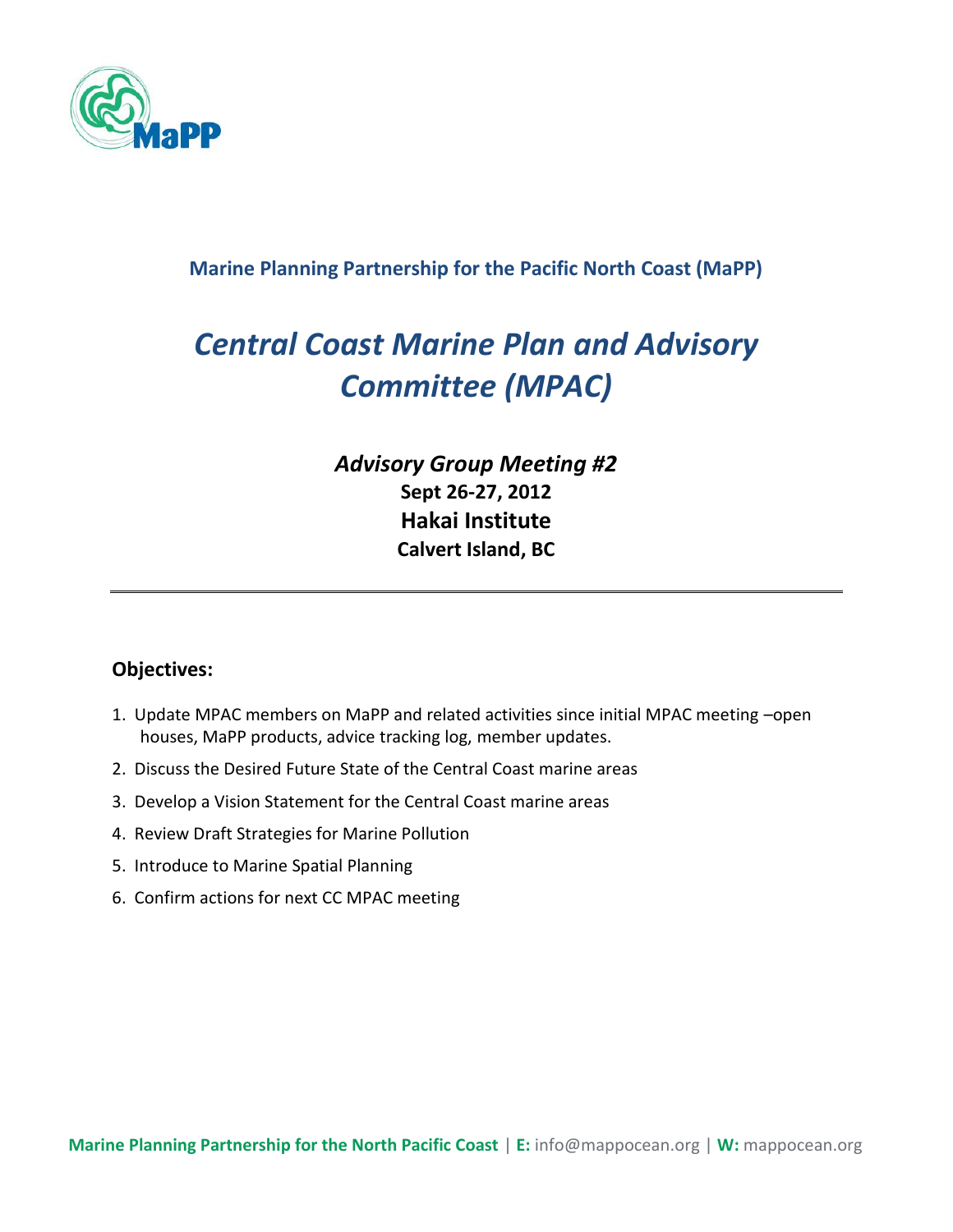**Marine Planning Partnership for the Pacific North Coast (MaPP)**

# *Central Coast Marine Plan and Advisory Committee (MPAC)*

## *Advisory Group Meeting #2*

**Sept 26-27, 2012**

**Hakai Institute**

**Calvert Island, BC**

---

### Objectives:

1. Update MPAC members on MaPP and related activities since initial MPAC meeting –open houses, MaPP products, advice tracking log, member updates.
2. Discuss the Desired Future State of the Central Coast marine areas
3. Develop a Vision Statement for the Central Coast marine areas
4. Review Draft Strategies for Marine Pollution
5. Introduce to Marine Spatial Planning
6. Confirm actions for next CC MPAC meeting

**Marine Planning Partnership for the North Pacific Coast** | **E:** info@mappocean.org | **W:** mappocean.org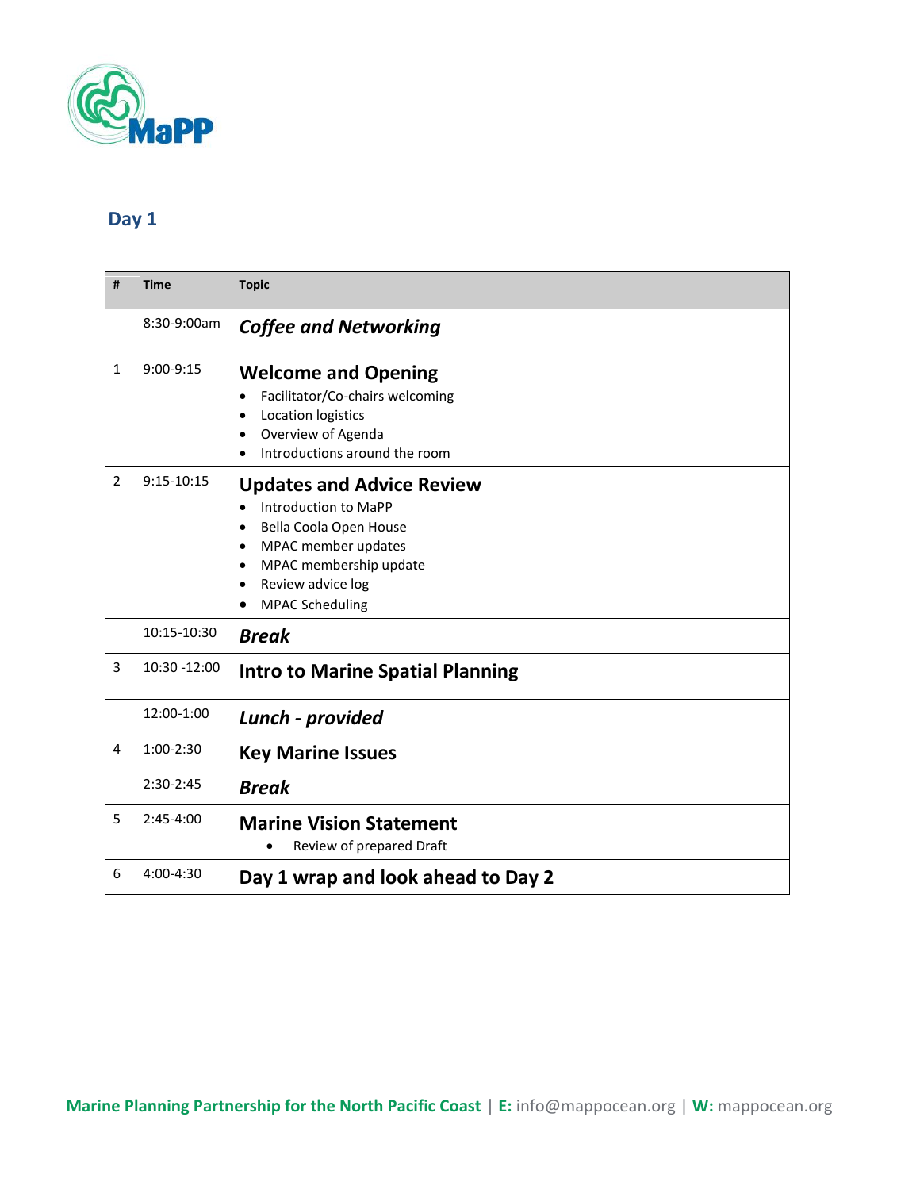## Day 1

| # | Time | Topic |
|---|---|---|
| | 8:30-9:00am | ***Coffee and Networking*** |
| 1 | 9:00-9:15 | **Welcome and Opening**<br>• Facilitator/Co-chairs welcoming<br>• Location logistics<br>• Overview of Agenda<br>• Introductions around the room |
| 2 | 9:15-10:15 | **Updates and Advice Review**<br>• Introduction to MaPP<br>• Bella Coola Open House<br>• MPAC member updates<br>• MPAC membership update<br>• Review advice log<br>• MPAC Scheduling |
| | 10:15-10:30 | ***Break*** |
| 3 | 10:30 -12:00 | **Intro to Marine Spatial Planning** |
| | 12:00-1:00 | ***Lunch - provided*** |
| 4 | 1:00-2:30 | **Key Marine Issues** |
| | 2:30-2:45 | ***Break*** |
| 5 | 2:45-4:00 | **Marine Vision Statement**<br>• Review of prepared Draft |
| 6 | 4:00-4:30 | **Day 1 wrap and look ahead to Day 2** |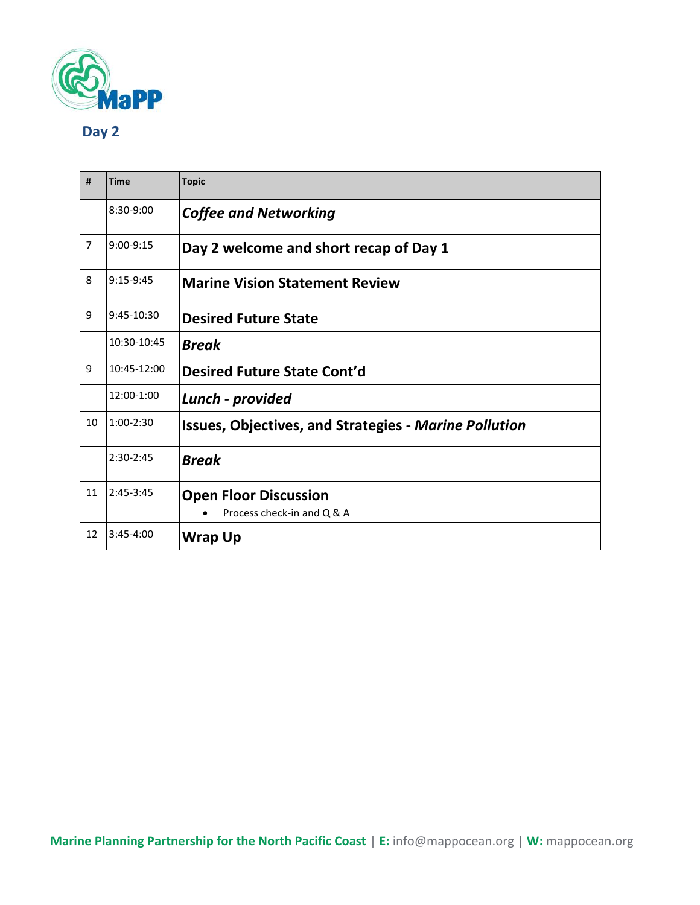## Day 2

| # | Time | Topic |
|---|---|---|
| | 8:30-9:00 | ***Coffee and Networking*** |
| 7 | 9:00-9:15 | **Day 2 welcome and short recap of Day 1** |
| 8 | 9:15-9:45 | **Marine Vision Statement Review** |
| 9 | 9:45-10:30 | **Desired Future State** |
| | 10:30-10:45 | ***Break*** |
| 9 | 10:45-12:00 | **Desired Future State Cont'd** |
| | 12:00-1:00 | ***Lunch - provided*** |
| 10 | 1:00-2:30 | **Issues, Objectives, and Strategies - *Marine Pollution*** |
| | 2:30-2:45 | ***Break*** |
| 11 | 2:45-3:45 | **Open Floor Discussion**<br>• Process check-in and Q & A |
| 12 | 3:45-4:00 | **Wrap Up** |

**Marine Planning Partnership for the North Pacific Coast** | **E:** info@mappocean.org | **W:** mappocean.org